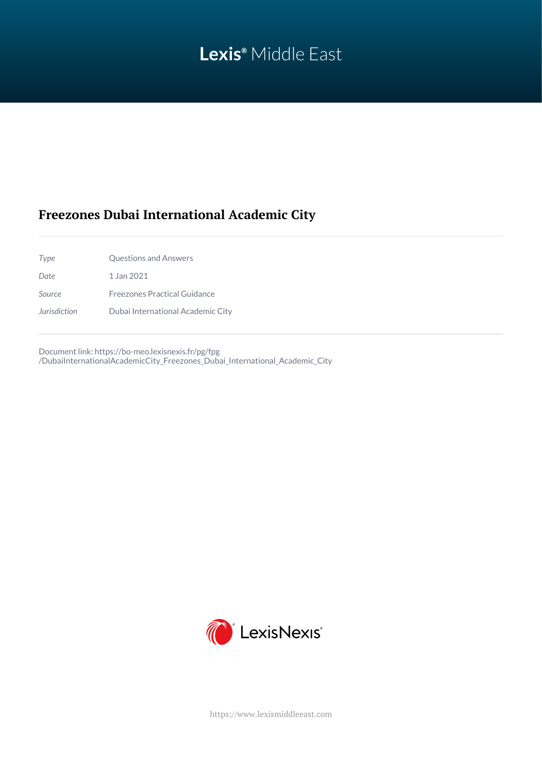Lexis® Middle East

# Freezones Dubai International Academic City

| | |
|---|---|
| *Type* | Questions and Answers |
| *Date* | 1 Jan 2021 |
| *Source* | Freezones Practical Guidance |
| *Jurisdiction* | Dubai International Academic City |

Document link: https://bo-meo.lexisnexis.fr/pg/fpg/DubaiInternationalAcademicCity_Freezones_Dubai_International_Academic_City

LexisNexis®

https://www.lexismiddleeast.com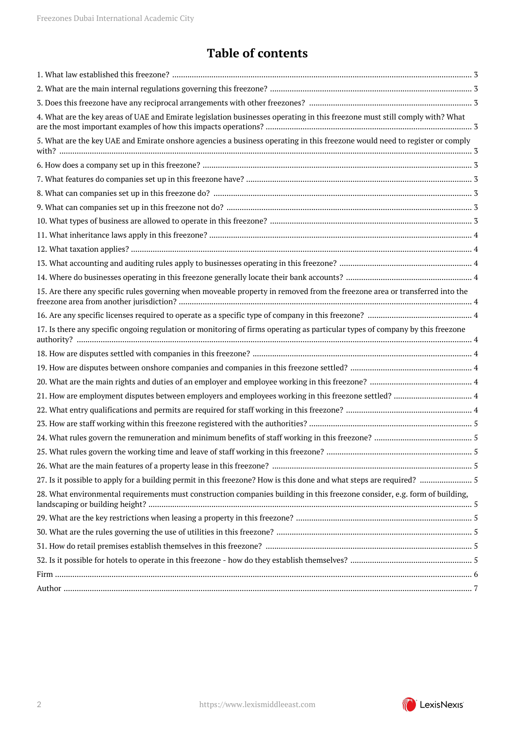# Table of contents

1. What law established this freezone? ..................... 3
2. What are the main internal regulations governing this freezone? ..................... 3
3. Does this freezone have any reciprocal arrangements with other freezones? ..................... 3
4. What are the key areas of UAE and Emirate legislation businesses operating in this freezone must still comply with? What are the most important examples of how this impacts operations? ..................... 3
5. What are the key UAE and Emirate onshore agencies a business operating in this freezone would need to register or comply with? ..................... 3
6. How does a company set up in this freezone? ..................... 3
7. What features do companies set up in this freezone have? ..................... 3
8. What can companies set up in this freezone do? ..................... 3
9. What can companies set up in this freezone not do? ..................... 3
10. What types of business are allowed to operate in this freezone? ..................... 3
11. What inheritance laws apply in this freezone? ..................... 4
12. What taxation applies? ..................... 4
13. What accounting and auditing rules apply to businesses operating in this freezone? ..................... 4
14. Where do businesses operating in this freezone generally locate their bank accounts? ..................... 4
15. Are there any specific rules governing when moveable property in removed from the freezone area or transferred into the freezone area from another jurisdiction? ..................... 4
16. Are any specific licenses required to operate as a specific type of company in this freezone? ..................... 4
17. Is there any specific ongoing regulation or monitoring of firms operating as particular types of company by this freezone authority? ..................... 4
18. How are disputes settled with companies in this freezone? ..................... 4
19. How are disputes between onshore companies and companies in this freezone settled? ..................... 4
20. What are the main rights and duties of an employer and employee working in this freezone? ..................... 4
21. How are employment disputes between employers and employees working in this freezone settled? ..................... 4
22. What entry qualifications and permits are required for staff working in this freezone? ..................... 4
23. How are staff working within this freezone registered with the authorities? ..................... 5
24. What rules govern the remuneration and minimum benefits of staff working in this freezone? ..................... 5
25. What rules govern the working time and leave of staff working in this freezone? ..................... 5
26. What are the main features of a property lease in this freezone? ..................... 5
27. Is it possible to apply for a building permit in this freezone? How is this done and what steps are required? ..................... 5
28. What environmental requirements must construction companies building in this freezone consider, e.g. form of building, landscaping or building height? ..................... 5
29. What are the key restrictions when leasing a property in this freezone? ..................... 5
30. What are the rules governing the use of utilities in this freezone? ..................... 5
31. How do retail premises establish themselves in this freezone? ..................... 5
32. Is it possible for hotels to operate in this freezone - how do they establish themselves? ..................... 5

Firm ..................... 6

Author ..................... 7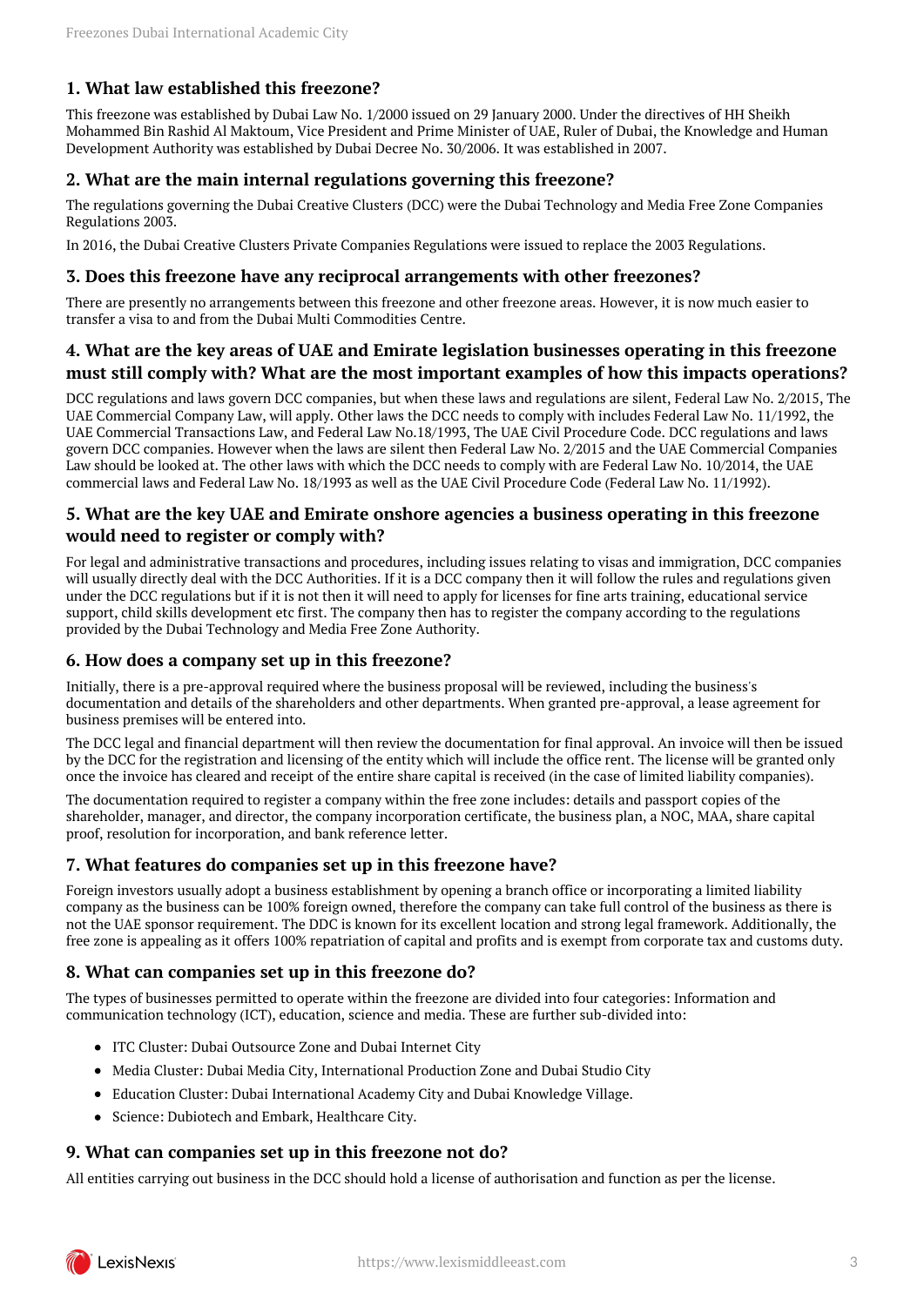## 1. What law established this freezone?

This freezone was established by Dubai Law No. 1/2000 issued on 29 January 2000. Under the directives of HH Sheikh Mohammed Bin Rashid Al Maktoum, Vice President and Prime Minister of UAE, Ruler of Dubai, the Knowledge and Human Development Authority was established by Dubai Decree No. 30/2006. It was established in 2007.

## 2. What are the main internal regulations governing this freezone?

The regulations governing the Dubai Creative Clusters (DCC) were the Dubai Technology and Media Free Zone Companies Regulations 2003.

In 2016, the Dubai Creative Clusters Private Companies Regulations were issued to replace the 2003 Regulations.

## 3. Does this freezone have any reciprocal arrangements with other freezones?

There are presently no arrangements between this freezone and other freezone areas. However, it is now much easier to transfer a visa to and from the Dubai Multi Commodities Centre.

## 4. What are the key areas of UAE and Emirate legislation businesses operating in this freezone must still comply with? What are the most important examples of how this impacts operations?

DCC regulations and laws govern DCC companies, but when these laws and regulations are silent, Federal Law No. 2/2015, The UAE Commercial Company Law, will apply. Other laws the DCC needs to comply with includes Federal Law No. 11/1992, the UAE Commercial Transactions Law, and Federal Law No.18/1993, The UAE Civil Procedure Code. DCC regulations and laws govern DCC companies. However when the laws are silent then Federal Law No. 2/2015 and the UAE Commercial Companies Law should be looked at. The other laws with which the DCC needs to comply with are Federal Law No. 10/2014, the UAE commercial laws and Federal Law No. 18/1993 as well as the UAE Civil Procedure Code (Federal Law No. 11/1992).

## 5. What are the key UAE and Emirate onshore agencies a business operating in this freezone would need to register or comply with?

For legal and administrative transactions and procedures, including issues relating to visas and immigration, DCC companies will usually directly deal with the DCC Authorities. If it is a DCC company then it will follow the rules and regulations given under the DCC regulations but if it is not then it will need to apply for licenses for fine arts training, educational service support, child skills development etc first. The company then has to register the company according to the regulations provided by the Dubai Technology and Media Free Zone Authority.

## 6. How does a company set up in this freezone?

Initially, there is a pre-approval required where the business proposal will be reviewed, including the business's documentation and details of the shareholders and other departments. When granted pre-approval, a lease agreement for business premises will be entered into.

The DCC legal and financial department will then review the documentation for final approval. An invoice will then be issued by the DCC for the registration and licensing of the entity which will include the office rent. The license will be granted only once the invoice has cleared and receipt of the entire share capital is received (in the case of limited liability companies).

The documentation required to register a company within the free zone includes: details and passport copies of the shareholder, manager, and director, the company incorporation certificate, the business plan, a NOC, MAA, share capital proof, resolution for incorporation, and bank reference letter.

## 7. What features do companies set up in this freezone have?

Foreign investors usually adopt a business establishment by opening a branch office or incorporating a limited liability company as the business can be 100% foreign owned, therefore the company can take full control of the business as there is not the UAE sponsor requirement. The DDC is known for its excellent location and strong legal framework. Additionally, the free zone is appealing as it offers 100% repatriation of capital and profits and is exempt from corporate tax and customs duty.

## 8. What can companies set up in this freezone do?

The types of businesses permitted to operate within the freezone are divided into four categories: Information and communication technology (ICT), education, science and media. These are further sub-divided into:

- ITC Cluster: Dubai Outsource Zone and Dubai Internet City
- Media Cluster: Dubai Media City, International Production Zone and Dubai Studio City
- Education Cluster: Dubai International Academy City and Dubai Knowledge Village.
- Science: Dubiotech and Embark, Healthcare City.

## 9. What can companies set up in this freezone not do?

All entities carrying out business in the DCC should hold a license of authorisation and function as per the license.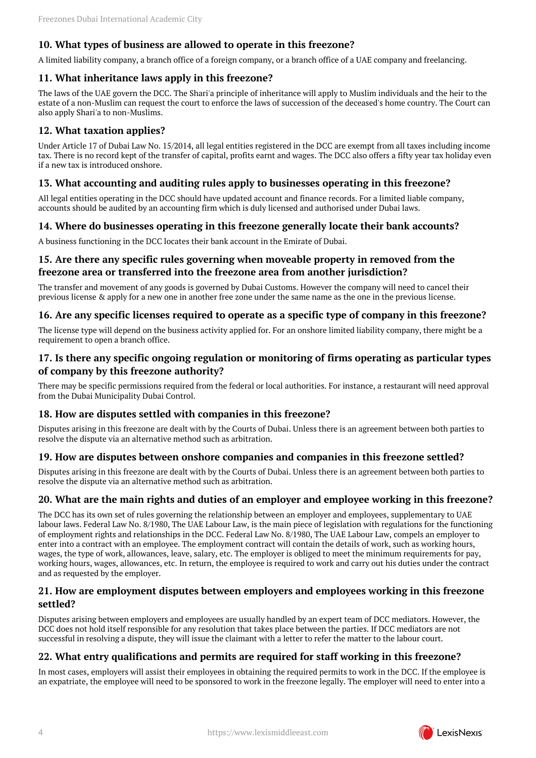### 10. What types of business are allowed to operate in this freezone?

A limited liability company, a branch office of a foreign company, or a branch office of a UAE company and freelancing.

### 11. What inheritance laws apply in this freezone?

The laws of the UAE govern the DCC. The Shari'a principle of inheritance will apply to Muslim individuals and the heir to the estate of a non-Muslim can request the court to enforce the laws of succession of the deceased's home country. The Court can also apply Shari'a to non-Muslims.

### 12. What taxation applies?

Under Article 17 of Dubai Law No. 15/2014, all legal entities registered in the DCC are exempt from all taxes including income tax. There is no record kept of the transfer of capital, profits earnt and wages. The DCC also offers a fifty year tax holiday even if a new tax is introduced onshore.

### 13. What accounting and auditing rules apply to businesses operating in this freezone?

All legal entities operating in the DCC should have updated account and finance records. For a limited liable company, accounts should be audited by an accounting firm which is duly licensed and authorised under Dubai laws.

### 14. Where do businesses operating in this freezone generally locate their bank accounts?

A business functioning in the DCC locates their bank account in the Emirate of Dubai.

### 15. Are there any specific rules governing when moveable property in removed from the freezone area or transferred into the freezone area from another jurisdiction?

The transfer and movement of any goods is governed by Dubai Customs. However the company will need to cancel their previous license & apply for a new one in another free zone under the same name as the one in the previous license.

### 16. Are any specific licenses required to operate as a specific type of company in this freezone?

The license type will depend on the business activity applied for. For an onshore limited liability company, there might be a requirement to open a branch office.

### 17. Is there any specific ongoing regulation or monitoring of firms operating as particular types of company by this freezone authority?

There may be specific permissions required from the federal or local authorities. For instance, a restaurant will need approval from the Dubai Municipality Dubai Control.

### 18. How are disputes settled with companies in this freezone?

Disputes arising in this freezone are dealt with by the Courts of Dubai. Unless there is an agreement between both parties to resolve the dispute via an alternative method such as arbitration.

### 19. How are disputes between onshore companies and companies in this freezone settled?

Disputes arising in this freezone are dealt with by the Courts of Dubai. Unless there is an agreement between both parties to resolve the dispute via an alternative method such as arbitration.

### 20. What are the main rights and duties of an employer and employee working in this freezone?

The DCC has its own set of rules governing the relationship between an employer and employees, supplementary to UAE labour laws. Federal Law No. 8/1980, The UAE Labour Law, is the main piece of legislation with regulations for the functioning of employment rights and relationships in the DCC. Federal Law No. 8/1980, The UAE Labour Law, compels an employer to enter into a contract with an employee. The employment contract will contain the details of work, such as working hours, wages, the type of work, allowances, leave, salary, etc. The employer is obliged to meet the minimum requirements for pay, working hours, wages, allowances, etc. In return, the employee is required to work and carry out his duties under the contract and as requested by the employer.

### 21. How are employment disputes between employers and employees working in this freezone settled?

Disputes arising between employers and employees are usually handled by an expert team of DCC mediators. However, the DCC does not hold itself responsible for any resolution that takes place between the parties. If DCC mediators are not successful in resolving a dispute, they will issue the claimant with a letter to refer the matter to the labour court.

### 22. What entry qualifications and permits are required for staff working in this freezone?

In most cases, employers will assist their employees in obtaining the required permits to work in the DCC. If the employee is an expatriate, the employee will need to be sponsored to work in the freezone legally. The employer will need to enter into a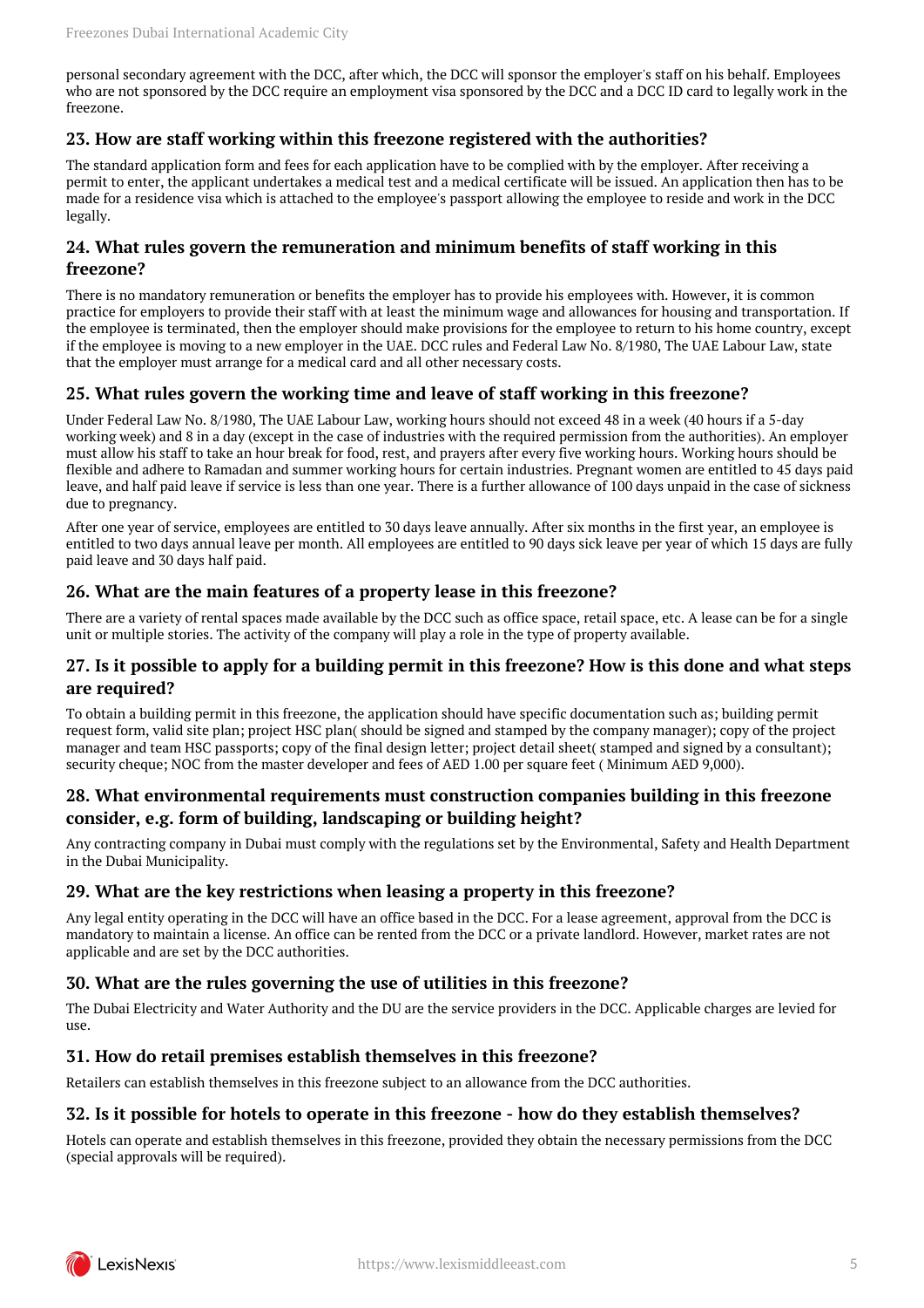personal secondary agreement with the DCC, after which, the DCC will sponsor the employer's staff on his behalf. Employees who are not sponsored by the DCC require an employment visa sponsored by the DCC and a DCC ID card to legally work in the freezone.

### 23. How are staff working within this freezone registered with the authorities?

The standard application form and fees for each application have to be complied with by the employer. After receiving a permit to enter, the applicant undertakes a medical test and a medical certificate will be issued. An application then has to be made for a residence visa which is attached to the employee's passport allowing the employee to reside and work in the DCC legally.

### 24. What rules govern the remuneration and minimum benefits of staff working in this freezone?

There is no mandatory remuneration or benefits the employer has to provide his employees with. However, it is common practice for employers to provide their staff with at least the minimum wage and allowances for housing and transportation. If the employee is terminated, then the employer should make provisions for the employee to return to his home country, except if the employee is moving to a new employer in the UAE. DCC rules and Federal Law No. 8/1980, The UAE Labour Law, state that the employer must arrange for a medical card and all other necessary costs.

### 25. What rules govern the working time and leave of staff working in this freezone?

Under Federal Law No. 8/1980, The UAE Labour Law, working hours should not exceed 48 in a week (40 hours if a 5-day working week) and 8 in a day (except in the case of industries with the required permission from the authorities). An employer must allow his staff to take an hour break for food, rest, and prayers after every five working hours. Working hours should be flexible and adhere to Ramadan and summer working hours for certain industries. Pregnant women are entitled to 45 days paid leave, and half paid leave if service is less than one year. There is a further allowance of 100 days unpaid in the case of sickness due to pregnancy.

After one year of service, employees are entitled to 30 days leave annually. After six months in the first year, an employee is entitled to two days annual leave per month. All employees are entitled to 90 days sick leave per year of which 15 days are fully paid leave and 30 days half paid.

### 26. What are the main features of a property lease in this freezone?

There are a variety of rental spaces made available by the DCC such as office space, retail space, etc. A lease can be for a single unit or multiple stories. The activity of the company will play a role in the type of property available.

### 27. Is it possible to apply for a building permit in this freezone? How is this done and what steps are required?

To obtain a building permit in this freezone, the application should have specific documentation such as; building permit request form, valid site plan; project HSC plan( should be signed and stamped by the company manager); copy of the project manager and team HSC passports; copy of the final design letter; project detail sheet( stamped and signed by a consultant); security cheque; NOC from the master developer and fees of AED 1.00 per square feet ( Minimum AED 9,000).

### 28. What environmental requirements must construction companies building in this freezone consider, e.g. form of building, landscaping or building height?

Any contracting company in Dubai must comply with the regulations set by the Environmental, Safety and Health Department in the Dubai Municipality.

### 29. What are the key restrictions when leasing a property in this freezone?

Any legal entity operating in the DCC will have an office based in the DCC. For a lease agreement, approval from the DCC is mandatory to maintain a license. An office can be rented from the DCC or a private landlord. However, market rates are not applicable and are set by the DCC authorities.

### 30. What are the rules governing the use of utilities in this freezone?

The Dubai Electricity and Water Authority and the DU are the service providers in the DCC. Applicable charges are levied for use.

### 31. How do retail premises establish themselves in this freezone?

Retailers can establish themselves in this freezone subject to an allowance from the DCC authorities.

### 32. Is it possible for hotels to operate in this freezone - how do they establish themselves?

Hotels can operate and establish themselves in this freezone, provided they obtain the necessary permissions from the DCC (special approvals will be required).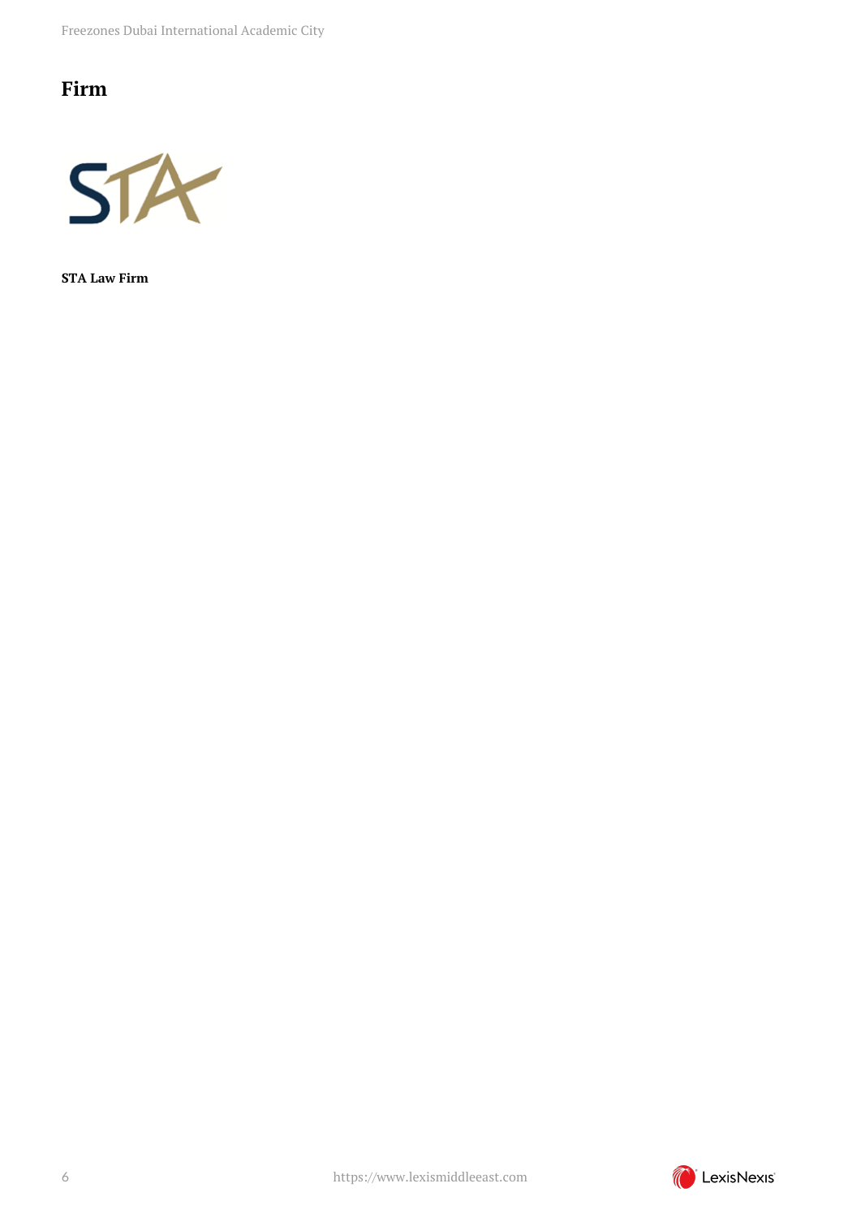## Firm

**STA Law Firm**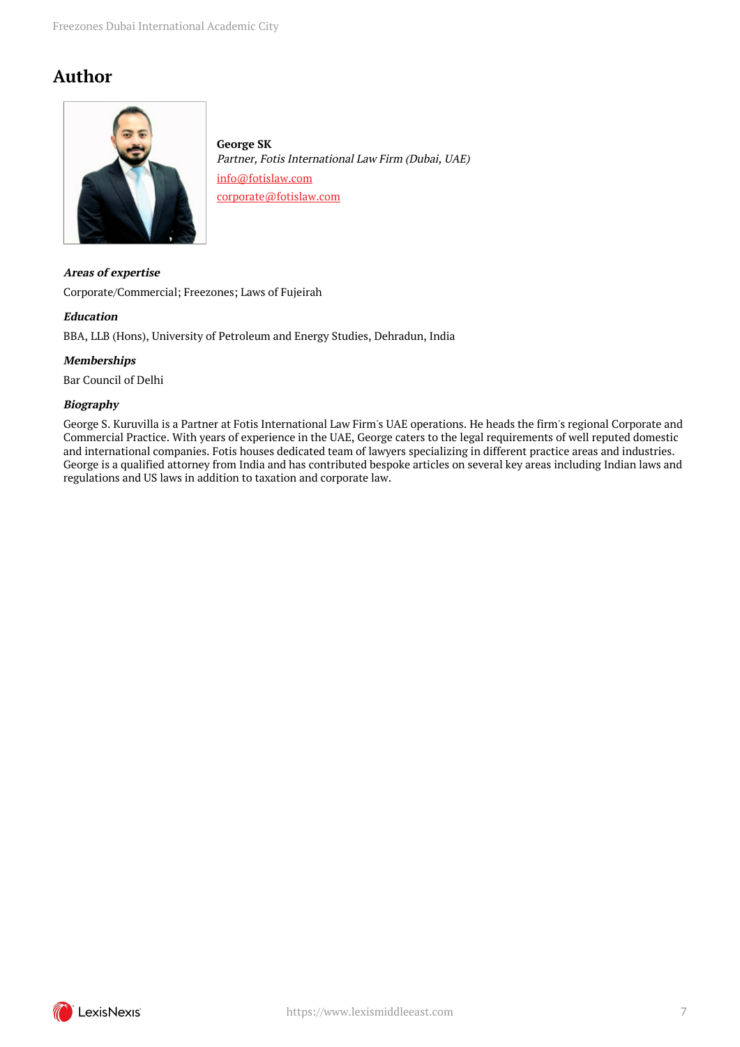# Author

**George SK**
*Partner, Fotis International Law Firm (Dubai, UAE)*
info@fotislaw.com
corporate@fotislaw.com

***Areas of expertise***

Corporate/Commercial; Freezones; Laws of Fujeirah

***Education***

BBA, LLB (Hons), University of Petroleum and Energy Studies, Dehradun, India

***Memberships***

Bar Council of Delhi

***Biography***

George S. Kuruvilla is a Partner at Fotis International Law Firm's UAE operations. He heads the firm's regional Corporate and Commercial Practice. With years of experience in the UAE, George caters to the legal requirements of well reputed domestic and international companies. Fotis houses dedicated team of lawyers specializing in different practice areas and industries. George is a qualified attorney from India and has contributed bespoke articles on several key areas including Indian laws and regulations and US laws in addition to taxation and corporate law.